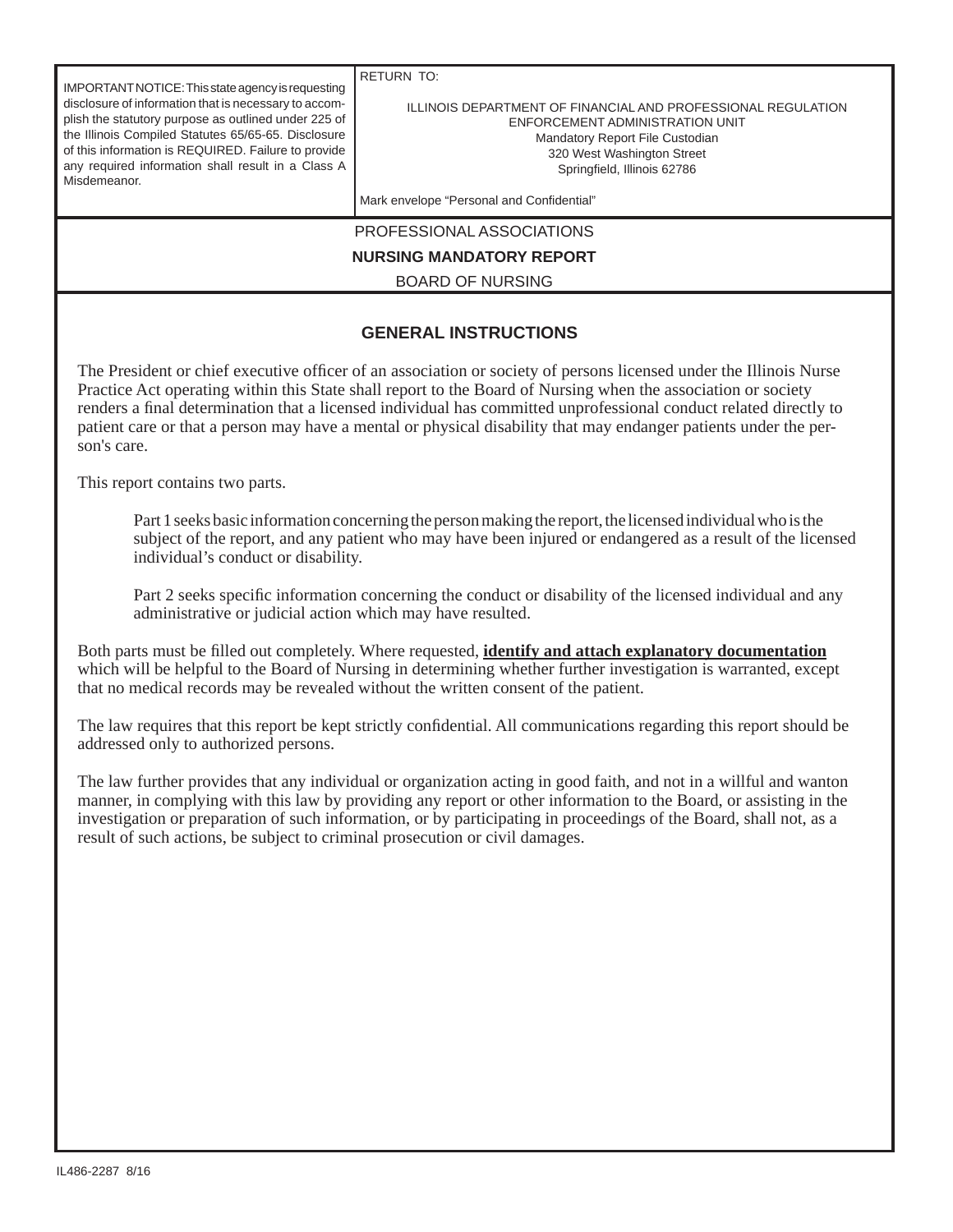| IMPORTANT NOTICE: This state agency is requesting disclosure of information that is necessary to accomplish the statutory purpose as outlined under 225 of the Illinois Compiled Statutes 65/65-65. Disclosure of this information is REQUIRED. Failure to provide any required information shall result in a Class A Misdemeanor. | RETURN TO:<br><br>ILLINOIS DEPARTMENT OF FINANCIAL AND PROFESSIONAL REGULATION<br>ENFORCEMENT ADMINISTRATION UNIT<br>Mandatory Report File Custodian<br>320 West Washington Street<br>Springfield, Illinois 62786<br><br>Mark envelope "Personal and Confidential" |
|---|---|

PROFESSIONAL ASSOCIATIONS

**NURSING MANDATORY REPORT**

BOARD OF NURSING

## GENERAL INSTRUCTIONS

The President or chief executive officer of an association or society of persons licensed under the Illinois Nurse Practice Act operating within this State shall report to the Board of Nursing when the association or society renders a final determination that a licensed individual has committed unprofessional conduct related directly to patient care or that a person may have a mental or physical disability that may endanger patients under the person's care.

This report contains two parts.

> Part 1 seeks basic information concerning the person making the report, the licensed individual who is the subject of the report, and any patient who may have been injured or endangered as a result of the licensed individual's conduct or disability.
>
> Part 2 seeks specific information concerning the conduct or disability of the licensed individual and any administrative or judicial action which may have resulted.

Both parts must be filled out completely. Where requested, **identify and attach explanatory documentation** which will be helpful to the Board of Nursing in determining whether further investigation is warranted, except that no medical records may be revealed without the written consent of the patient.

The law requires that this report be kept strictly confidential. All communications regarding this report should be addressed only to authorized persons.

The law further provides that any individual or organization acting in good faith, and not in a willful and wanton manner, in complying with this law by providing any report or other information to the Board, or assisting in the investigation or preparation of such information, or by participating in proceedings of the Board, shall not, as a result of such actions, be subject to criminal prosecution or civil damages.

IL486-2287 8/16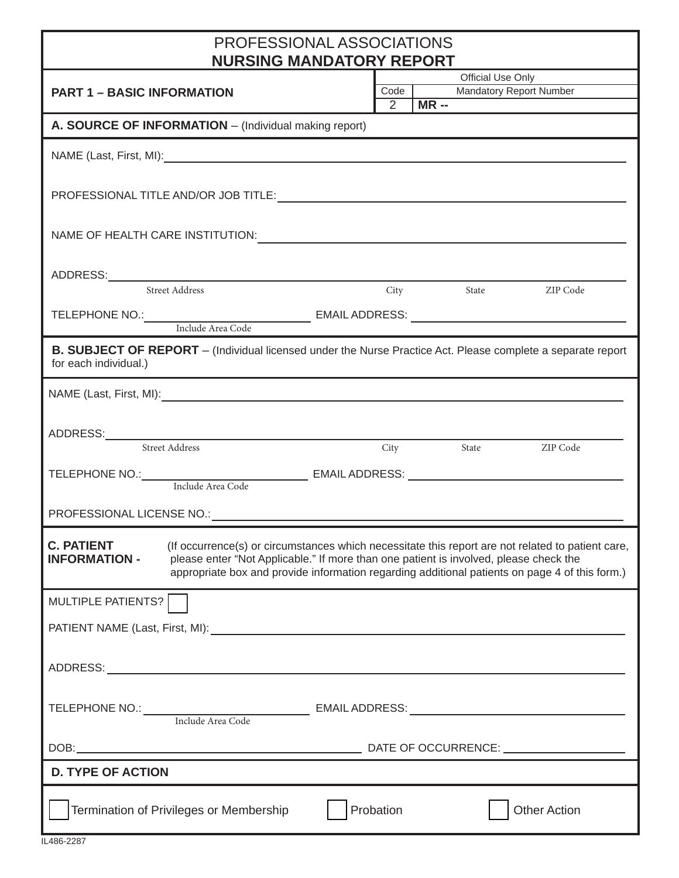# PROFESSIONAL ASSOCIATIONS
## NURSING MANDATORY REPORT

| PART 1 – BASIC INFORMATION | Official Use Only | |
|---|---|---|
| | Code | Mandatory Report Number |
| | 2 | MR -- |

### A. SOURCE OF INFORMATION – (Individual making report)

NAME (Last, First, MI): ______________________

PROFESSIONAL TITLE AND/OR JOB TITLE: ______________________

NAME OF HEALTH CARE INSTITUTION: ______________________

ADDRESS: ______________________
Street Address | City | State | ZIP Code

TELEPHONE NO.: ______________________ (Include Area Code) EMAIL ADDRESS: ______________________

### B. SUBJECT OF REPORT – (Individual licensed under the Nurse Practice Act. Please complete a separate report for each individual.)

NAME (Last, First, MI): ______________________

ADDRESS: ______________________
Street Address | City | State | ZIP Code

TELEPHONE NO.: ______________________ (Include Area Code) EMAIL ADDRESS: ______________________

PROFESSIONAL LICENSE NO.: ______________________

### C. PATIENT INFORMATION -

(If occurrence(s) or circumstances which necessitate this report are not related to patient care, please enter "Not Applicable." If more than one patient is involved, please check the appropriate box and provide information regarding additional patients on page 4 of this form.)

MULTIPLE PATIENTS? ☐

PATIENT NAME (Last, First, MI): ______________________

ADDRESS: ______________________

TELEPHONE NO.: ______________________ (Include Area Code) EMAIL ADDRESS: ______________________

DOB: ______________________ DATE OF OCCURRENCE: ______________________

### D. TYPE OF ACTION

☐ Termination of Privileges or Membership ☐ Probation ☐ Other Action

IL486-2287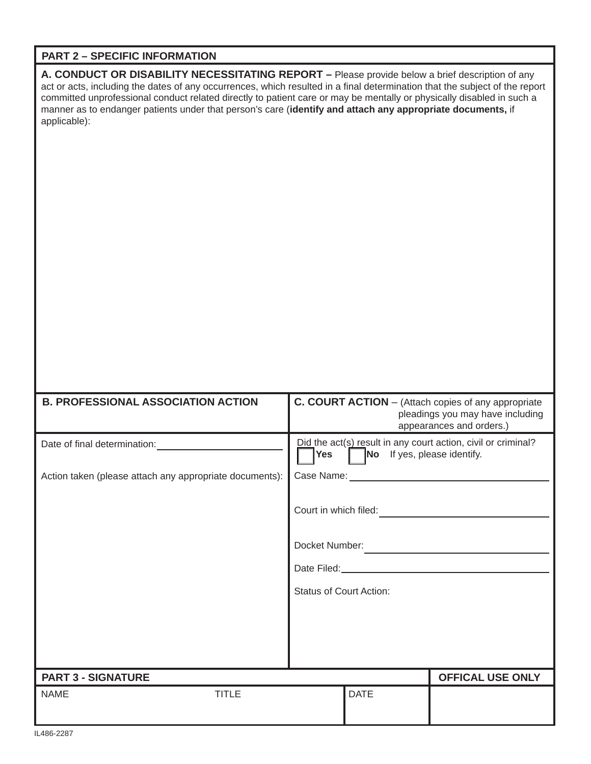## PART 2 – SPECIFIC INFORMATION

**A. CONDUCT OR DISABILITY NECESSITATING REPORT –** Please provide below a brief description of any act or acts, including the dates of any occurrences, which resulted in a final determination that the subject of the report committed unprofessional conduct related directly to patient care or may be mentally or physically disabled in such a manner as to endanger patients under that person's care (**identify and attach any appropriate documents,** if applicable):

| **B. PROFESSIONAL ASSOCIATION ACTION** | **C. COURT ACTION** – (Attach copies of any appropriate pleadings you may have including appearances and orders.) |
|---|---|
| Date of final determination: ____________________ | Did the act(s) result in any court action, civil or criminal? ☐ **Yes** ☐ **No** If yes, please identify. |
| Action taken (please attach any appropriate documents): | Case Name: ____________________ |
| | Court in which filed: ____________________ |
| | Docket Number: ____________________ |
| | Date Filed: ____________________ |
| | Status of Court Action: |

| **PART 3 - SIGNATURE** | | | **OFFICAL USE ONLY** |
|---|---|---|---|
| NAME | TITLE | DATE | |

IL486-2287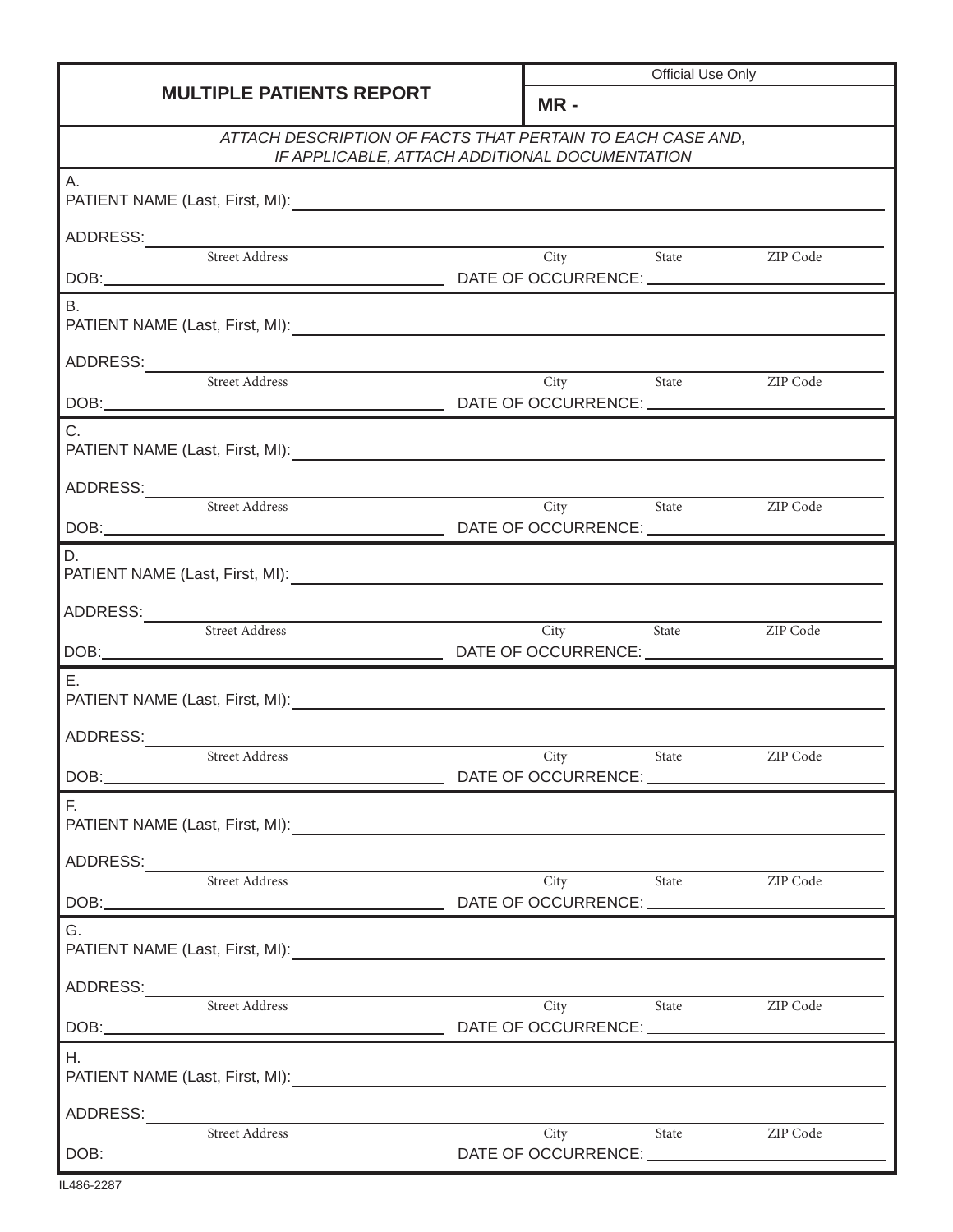# MULTIPLE PATIENTS REPORT

Official Use Only

**MR -**

*ATTACH DESCRIPTION OF FACTS THAT PERTAIN TO EACH CASE AND, IF APPLICABLE, ATTACH ADDITIONAL DOCUMENTATION*

A.
PATIENT NAME (Last, First, MI): ____________________

ADDRESS: ____________________
Street Address | City | State | ZIP Code

DOB: ____________________ DATE OF OCCURRENCE: ____________________

B.
PATIENT NAME (Last, First, MI): ____________________

ADDRESS: ____________________
Street Address | City | State | ZIP Code

DOB: ____________________ DATE OF OCCURRENCE: ____________________

C.
PATIENT NAME (Last, First, MI): ____________________

ADDRESS: ____________________
Street Address | City | State | ZIP Code

DOB: ____________________ DATE OF OCCURRENCE: ____________________

D.
PATIENT NAME (Last, First, MI): ____________________

ADDRESS: ____________________
Street Address | City | State | ZIP Code

DOB: ____________________ DATE OF OCCURRENCE: ____________________

E.
PATIENT NAME (Last, First, MI): ____________________

ADDRESS: ____________________
Street Address | City | State | ZIP Code

DOB: ____________________ DATE OF OCCURRENCE: ____________________

F.
PATIENT NAME (Last, First, MI): ____________________

ADDRESS: ____________________
Street Address | City | State | ZIP Code

DOB: ____________________ DATE OF OCCURRENCE: ____________________

G.
PATIENT NAME (Last, First, MI): ____________________

ADDRESS: ____________________
Street Address | City | State | ZIP Code

DOB: ____________________ DATE OF OCCURRENCE: ____________________

H.
PATIENT NAME (Last, First, MI): ____________________

ADDRESS: ____________________
Street Address | City | State | ZIP Code

DOB: ____________________ DATE OF OCCURRENCE: ____________________

IL486-2287